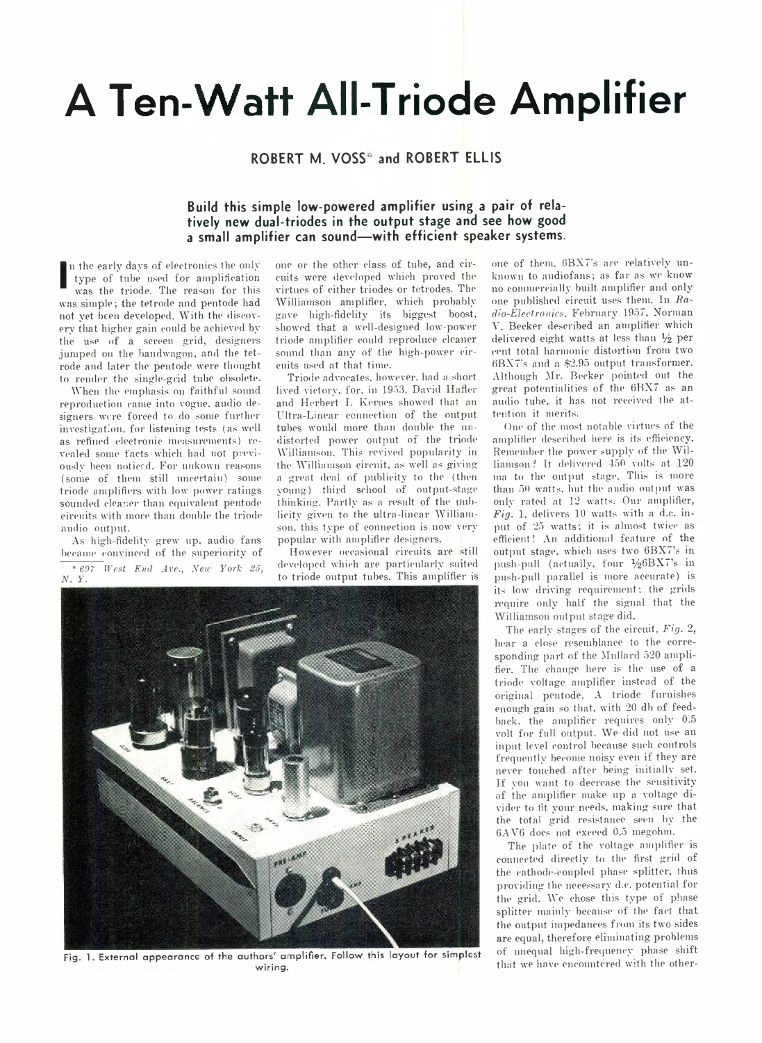# A Ten-Watt All-Triode Amplifier

**ROBERT M. VOSS[*] and ROBERT ELLIS**

**Build this simple low-powered amplifier using a pair of relatively new dual-triodes in the output stage and see how good a small amplifier can sound—with efficient speaker systems.**

In the early days of electronics the only type of tube used for amplification was the triode. The reason for this was simple; the tetrode and pentode had not yet been developed. With the discovery that higher gain could be achieved by the use of a screen grid, designers jumped on the bandwagon, and the tetrode and later the pentode were thought to render the single-grid tube obsolete.

When the emphasis on faithful sound reproduction came into vogue, audio designers were forced to do some further investigation, for listening tests (as well as refined electronic measurements) revealed some facts which had not previously been noticed. For unkown reasons (some of them still uncertain) some triode amplifiers with low power ratings sounded cleaner than equivalent pentode circuits with more than double the triode audio output.

As high-fidelity grew up, audio fans became convinced of the superiority of one or the other class of tube, and circuits were developed which proved the virtues of either triodes or tetrodes. The Williamson amplifier, which probably gave high-fidelity its biggest boost, showed that a well-designed low-power triode amplifier could reproduce cleaner sound than any of the high-power circuits used at that time.

Triode advocates, however, had a short lived victory, for, in 1953, David Hafler and Herbert I. Keroes showed that an Ultra-Linear connection of the output tubes would more than double the undistorted power output of the triode Williamson. This revived popularity in the Williamson circuit, as well as giving a great deal of publicity to the (then young) third school of output-stage thinking. Partly as a result of the publicity given to the ultra-linear Williamson, this type of connection is now very popular with amplifier designers.

However occasional circuits are still developed which are particularly suited to triode output tubes. This amplifier is one of them. 6BX7's are relatively unknown to audiofans; as far as we know no commercially built amplifier and only one published circuit uses them. In *Radio-Electronics*, February 1957, Norman V. Becker described an amplifier which delivered eight watts at less than ½ per cent total harmonic distortion from two 6BX7's and a $2.95 output transformer. Although Mr. Becker pointed out the great potentialities of the 6BX7 as an audio tube, it has not received the attention it merits.

One of the most notable virtues of the amplifier described here is its efficiency. Remember the power supply of the Williamson? It delivered 450 volts at 120 ma to the output stage. This is more than 50 watts, but the audio output was only rated at 12 watts. Our amplifier, *Fig*. 1, delivers 10 watts with a d.c. input of 25 watts; it is almost twice as efficient! An additional feature of the output stage, which uses two 6BX7's in push-pull (actually, four ½6BX7's in push-pull parallel is more accurate) is its low driving requirement; the grids require only half the signal that the Williamson output stage did.

The early stages of the circuit, *Fig*. 2, bear a close resemblance to the corresponding part of the Mullard 520 amplifier. The change here is the use of a triode voltage amplifier instead of the original pentode. A triode furnishes enough gain so that, with 20 db of feedback, the amplifier requires only 0.5 volt for full output. We did not use an input level control because such controls frequently become noisy even if they are never touched after being initially set. If you want to decrease the sensitivity of the amplifier make up a voltage divider to fit your needs, making sure that the total grid resistance seen by the 6AV6 does not exceed 0.5 megohm.

The plate of the voltage amplifier is connected directly to the first grid of the cathode-coupled phase splitter, thus providing the necessary d.c. potential for the grid. We chose this type of phase splitter mainly because of the fact that the output impedances from its two sides are equal, therefore eliminating problems of unequal high-frequency phase shift that we have encountered with the other-

Fig. 1. External appearance of the authors' amplifier. Follow this layout for simplest wiring.

[*] 697 West End Ave., New York 25, N. Y.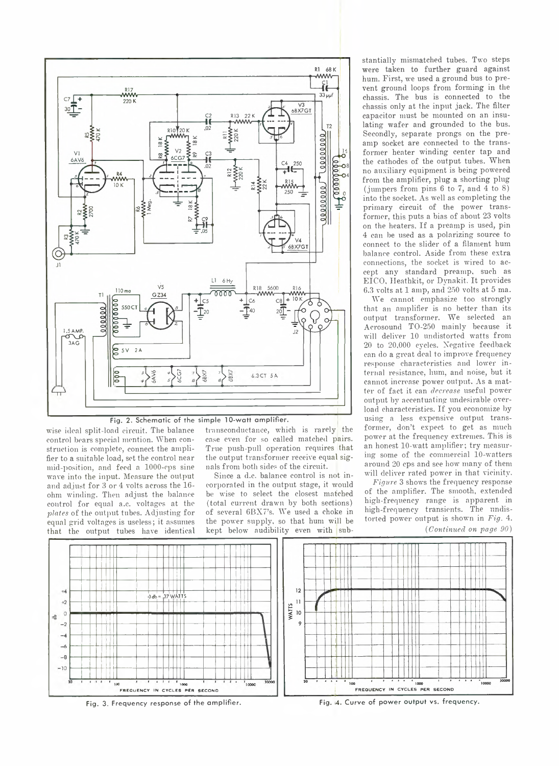Fig. 2. Schematic of the simple 10-watt amplifier.

wise ideal split-load circuit. The balance control bears special mention. When construction is complete, connect the amplifier to a suitable load, set the control near mid-position, and feed a 1000-cps sine wave into the input. Measure the output and adjust for 3 or 4 volts across the 16-ohm winding. Then adjust the balance control for equal a.c. voltages at the *plates* of the output tubes. Adjusting for equal grid voltages is useless; it assumes that the output tubes have identical transconductance, which is rarely the case even for so called matched pairs. True push-pull operation requires that the output transformer receive equal signals from both sides of the circuit.

Since a d.c. balance control is not incorporated in the output stage, it would be wise to select the closest matched (total current drawn by both sections) of several 6BX7's. We used a choke in the power supply, so that hum will be kept below audibility even with substantially mismatched tubes. Two steps were taken to further guard against hum. First, we used a ground bus to prevent ground loops from forming in the chassis. The bus is connected to the chassis only at the input jack. The filter capacitor must be mounted on an insulating wafer and grounded to the bus. Secondly, separate prongs on the preamp socket are connected to the transformer heater winding center tap and the cathodes of the output tubes. When no auxiliary equipment is being powered from the amplifier, plug a shorting plug (jumpers from pins 6 to 7, and 4 to 8) into the socket. As well as completing the primary circuit of the power transformer, this puts a bias of about 23 volts on the heaters. If a preamp is used, pin 4 can be used as a polarizing source to connect to the slider of a filament hum balance control. Aside from these extra connections, the socket is wired to accept any standard preamp, such as EICO, Heathkit, or Dynakit. It provides 6.3 volts at 1 amp, and 250 volts at 5 ma.

We cannot emphasize too strongly that an amplifier is no better than its output transformer. We selected an Acrosound TO-250 mainly because it will deliver 10 undistorted watts from 20 to 20,000 cycles. Negative feedback can do a great deal to improve frequency response characteristics and lower internal resistance, hum, and noise, but it cannot increase power output. As a matter of fact it can *decrease* useful power output by accentuating undesirable overload characteristics. If you economize by using a less expensive output transformer, don't expect to get as much power at the frequency extremes. This is an honest 10-watt amplifier; try measuring some of the commercial 10-watters around 20 cps and see how many of them will deliver rated power in that vicinity.

*Figure* 3 shows the frequency response of the amplifier. The smooth, extended high-frequency range is apparent in high-frequency transients. The undistorted power output is shown in *Fig.* 4.

(*Continued on page 90*)

db
+4
+2
0
−2
−4
−6
−8
−10
0 db = 37 WATTS
30
100
1000
10000
20000
FREQUENCY IN CYCLES PER SECOND

Fig. 3. Frequency response of the amplifier.

WATTS
12
11
10
9
30
100
1000
10000
20000
FREQUENCY IN CYCLES PER SECOND

Fig. 4. Curve of power output vs. frequency.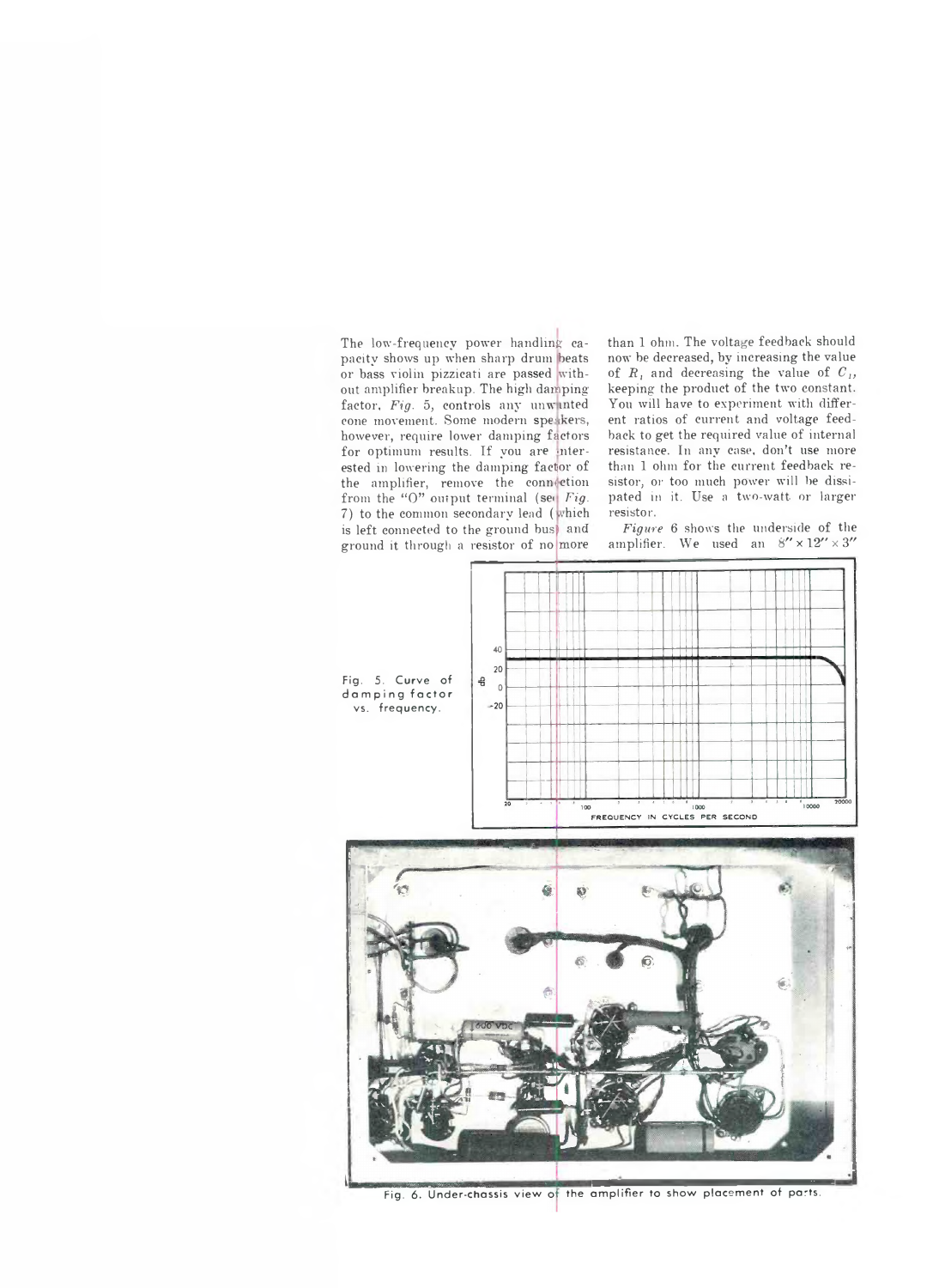The low-frequency power handling capacity shows up when sharp drum beats or bass violin pizzicati are passed without amplifier breakup. The high damping factor, *Fig.* 5, controls any unwanted cone movement. Some modern speakers, however, require lower damping factors for optimum results. If you are interested in lowering the damping factor of the amplifier, remove the connection from the "O" output terminal (see *Fig.* 7) to the common secondary lead (which is left connected to the ground bus) and ground it through a resistor of no more than 1 ohm. The voltage feedback should now be decreased, by increasing the value of $R_1$ and decreasing the value of $C_1$, keeping the product of the two constant. You will have to experiment with different ratios of current and voltage feedback to get the required value of internal resistance. In any case, don't use more than 1 ohm for the current feedback resistor, or too much power will be dissipated in it. Use a two-watt or larger resistor.

*Figure* 6 shows the underside of the amplifier. We used an 8″ × 12″ × 3″

Fig. 5. Curve of damping factor vs. frequency.

40
20
0
-20
db

20
100
1000
10000
20000
FREQUENCY IN CYCLES PER SECOND

600 VDC

Fig. 6. Under-chassis view of the amplifier to show placement of parts.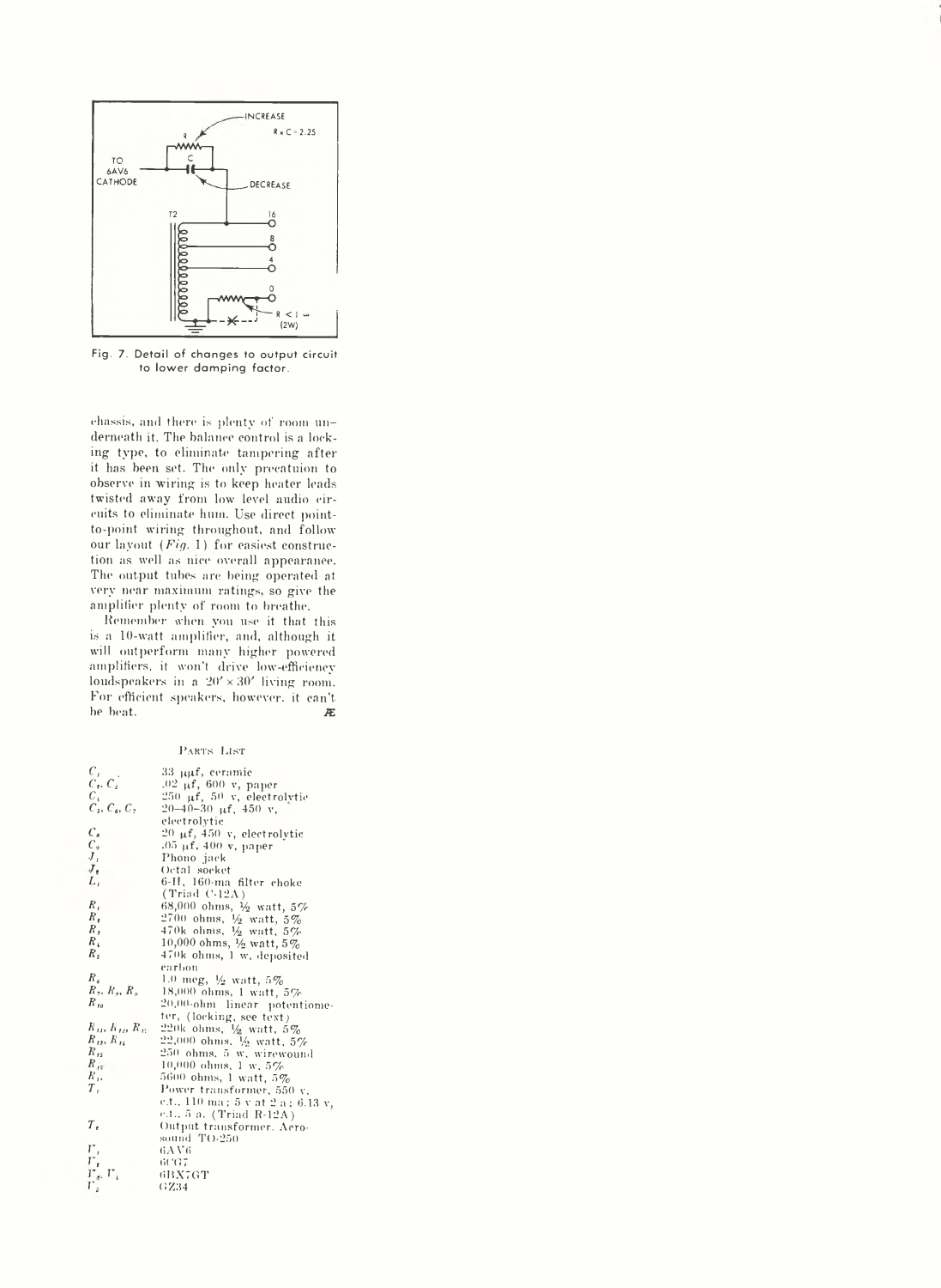INCREASE

R

$R \times C = 2.25$

C

TO 6AV6 CATHODE

DECREASE

T2

16

8

4

0

$R < 1\ \omega$ (2W)

Fig. 7. Detail of changes to output circuit to lower damping factor.

chassis, and there is plenty of room underneath it. The balance control is a locking type, to eliminate tampering after it has been set. The only precatuion to observe in wiring is to keep heater leads twisted away from low level audio circuits to eliminate hum. Use direct point-to-point wiring throughout, and follow our layout (*Fig.* 1) for easiest construction as well as nice overall appearance. The output tubes are being operated at very near maximum ratings, so give the amplifier plenty of room to breathe.

Remember when you use it that this is a 10-watt amplifier, and, although it will outperform many higher powered amplifiers, it won't drive low-efficiency loudspeakers in a 20' × 30' living room. For efficient speakers, however, it can't be beat. Æ

## Parts List

| | |
|---|---|
| $C_1$ | 33 μμf, ceramic |
| $C_2$, $C_3$ | .02 μf, 600 v, paper |
| $C_4$ | 250 μf, 50 v, electrolytic |
| $C_5$, $C_6$, $C_7$ | 20–40–30 μf, 450 v, electrolytic |
| $C_8$ | 20 μf, 450 v, electrolytic |
| $C_9$ | .05 μf, 400 v, paper |
| $J_1$ | Phono jack |
| $J_2$ | Octal socket |
| $L_1$ | 6-H, 160-ma filter choke (Triad C-12A) |
| $R_1$ | 68,000 ohms, ½ watt, 5% |
| $R_2$ | 2700 ohms, ½ watt, 5% |
| $R_3$ | 470k ohms, ½ watt, 5% |
| $R_4$ | 10,000 ohms, ½ watt, 5% |
| $R_5$ | 470k ohms, 1 w, deposited carbon |
| $R_6$ | 1.0 meg, ½ watt, 5% |
| $R_7$, $R_8$, $R_9$ | 18,000 ohms, 1 watt, 5% |
| $R_{10}$ | 20,00-ohm linear potentiometer, (locking, see text) |
| $R_{11}$, $R_{12}$, $R_{13}$ | 220k ohms, ½ watt, 5% |
| $R_{13}$, $R_{14}$ | 22,000 ohms, ½ watt, 5% |
| $R_{15}$ | 250 ohms, 5 w, wirewound |
| $R_{16}$ | 10,000 ohms, 1 w, 5% |
| $R_{17}$ | 5600 ohms, 1 watt, 5% |
| $T_1$ | Power transformer, 550 v, c.t., 110 ma; 5 v at 2 a; 6.3 v, c.t., 5 a. (Triad R-12A) |
| $T_2$ | Output transformer, Acrosound TO-250 |
| $V_1$ | 6AV6 |
| $V_2$ | 6CG7 |
| $V_3$, $V_4$ | 6BX7GT |
| $V_5$ | GZ34 |